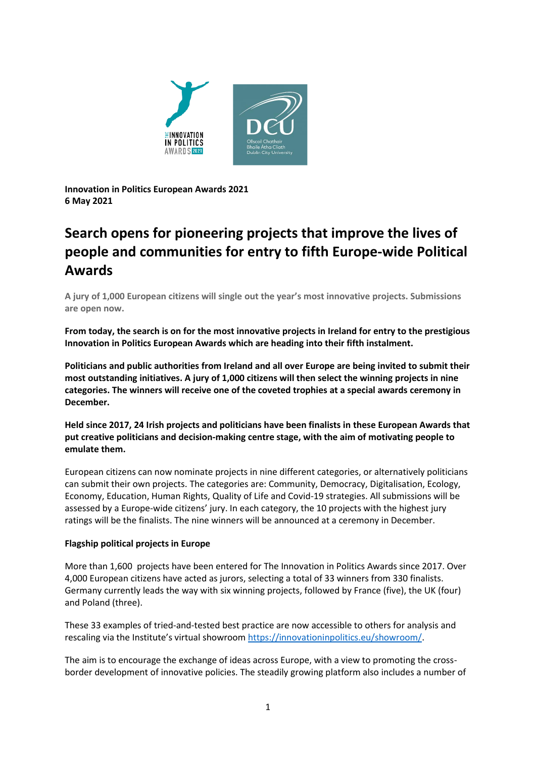**Innovation in Politics European Awards 2021**
**6 May 2021**

# Search opens for pioneering projects that improve the lives of people and communities for entry to fifth Europe-wide Political Awards

**A jury of 1,000 European citizens will single out the year's most innovative projects. Submissions are open now.**

**From today, the search is on for the most innovative projects in Ireland for entry to the prestigious Innovation in Politics European Awards which are heading into their fifth instalment.**

**Politicians and public authorities from Ireland and all over Europe are being invited to submit their most outstanding initiatives. A jury of 1,000 citizens will then select the winning projects in nine categories. The winners will receive one of the coveted trophies at a special awards ceremony in December.**

**Held since 2017, 24 Irish projects and politicians have been finalists in these European Awards that put creative politicians and decision-making centre stage, with the aim of motivating people to emulate them.**

European citizens can now nominate projects in nine different categories, or alternatively politicians can submit their own projects. The categories are: Community, Democracy, Digitalisation, Ecology, Economy, Education, Human Rights, Quality of Life and Covid-19 strategies. All submissions will be assessed by a Europe-wide citizens' jury. In each category, the 10 projects with the highest jury ratings will be the finalists. The nine winners will be announced at a ceremony in December.

**Flagship political projects in Europe**

More than 1,600 projects have been entered for The Innovation in Politics Awards since 2017. Over 4,000 European citizens have acted as jurors, selecting a total of 33 winners from 330 finalists. Germany currently leads the way with six winning projects, followed by France (five), the UK (four) and Poland (three).

These 33 examples of tried-and-tested best practice are now accessible to others for analysis and rescaling via the Institute's virtual showroom https://innovationinpolitics.eu/showroom/.

The aim is to encourage the exchange of ideas across Europe, with a view to promoting the cross-border development of innovative policies. The steadily growing platform also includes a number of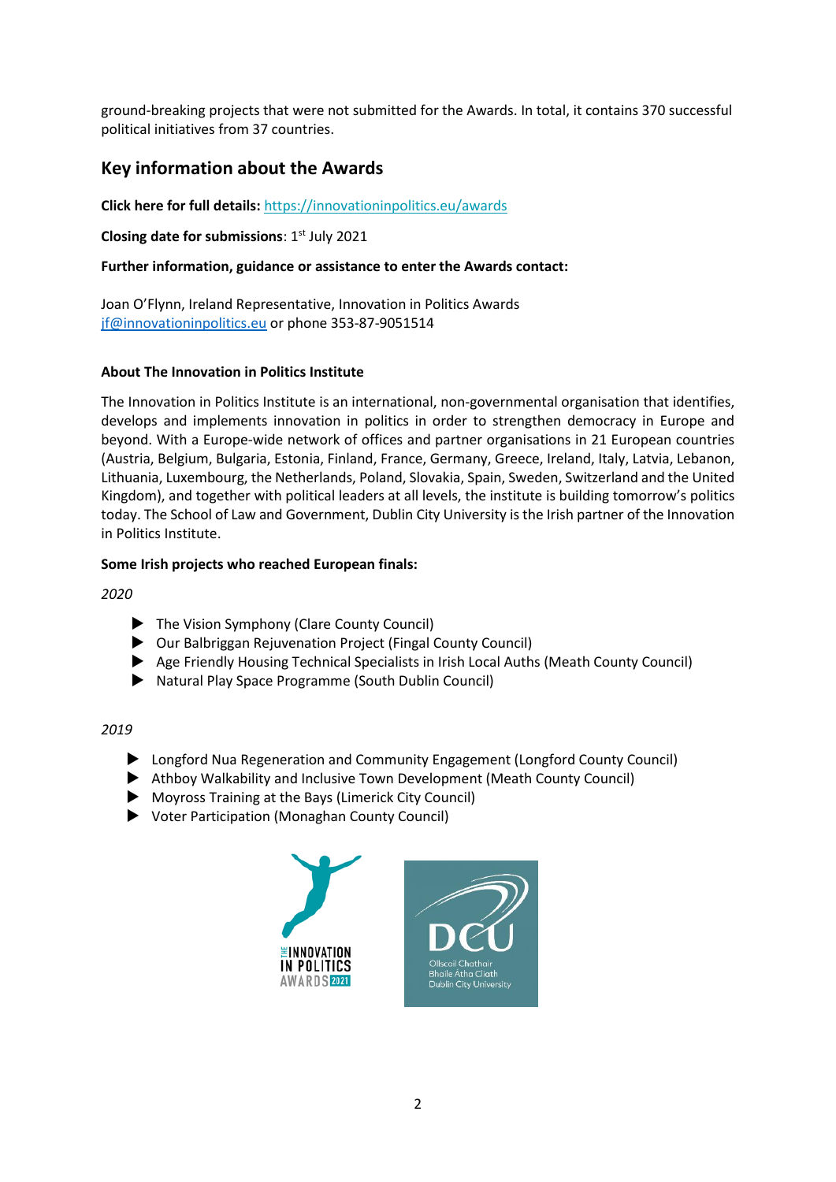ground-breaking projects that were not submitted for the Awards. In total, it contains 370 successful political initiatives from 37 countries.

## Key information about the Awards

**Click here for full details:** https://innovationinpolitics.eu/awards

**Closing date for submissions**: 1st July 2021

**Further information, guidance or assistance to enter the Awards contact:**

Joan O'Flynn, Ireland Representative, Innovation in Politics Awards
jf@innovationinpolitics.eu or phone 353-87-9051514

**About The Innovation in Politics Institute**

The Innovation in Politics Institute is an international, non-governmental organisation that identifies, develops and implements innovation in politics in order to strengthen democracy in Europe and beyond. With a Europe-wide network of offices and partner organisations in 21 European countries (Austria, Belgium, Bulgaria, Estonia, Finland, France, Germany, Greece, Ireland, Italy, Latvia, Lebanon, Lithuania, Luxembourg, the Netherlands, Poland, Slovakia, Spain, Sweden, Switzerland and the United Kingdom), and together with political leaders at all levels, the institute is building tomorrow's politics today. The School of Law and Government, Dublin City University is the Irish partner of the Innovation in Politics Institute.

**Some Irish projects who reached European finals:**

*2020*

- The Vision Symphony (Clare County Council)
- Our Balbriggan Rejuvenation Project (Fingal County Council)
- Age Friendly Housing Technical Specialists in Irish Local Auths (Meath County Council)
- Natural Play Space Programme (South Dublin Council)

*2019*

- Longford Nua Regeneration and Community Engagement (Longford County Council)
- Athboy Walkability and Inclusive Town Development (Meath County Council)
- Moyross Training at the Bays (Limerick City Council)
- Voter Participation (Monaghan County Council)

THE INNOVATION IN POLITICS AWARDS 2021

DCU Ollscoil Chathair Bhaile Átha Cliath Dublin City University